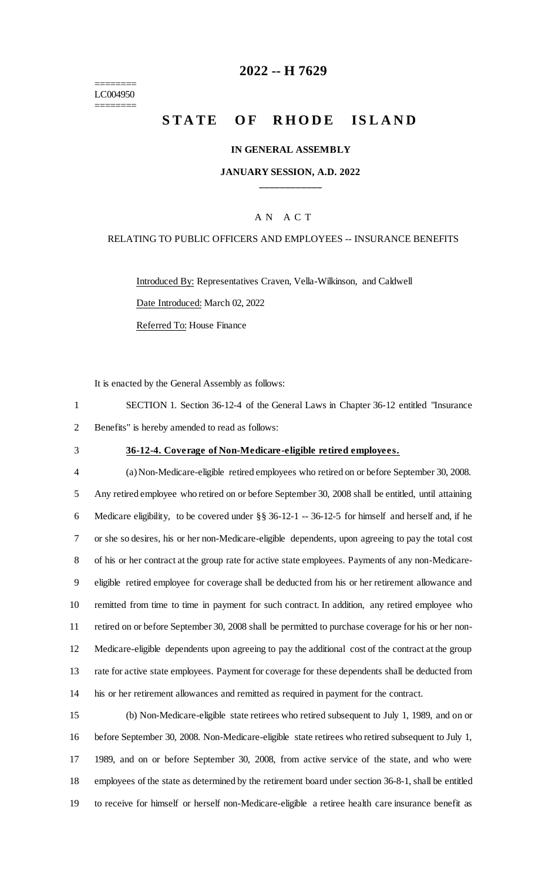========
LC004950
========

# 2022 -- H 7629

# STATE OF RHODE ISLAND

**IN GENERAL ASSEMBLY**

**JANUARY SESSION, A.D. 2022**

A N A C T

RELATING TO PUBLIC OFFICERS AND EMPLOYEES -- INSURANCE BENEFITS

Introduced By: Representatives Craven, Vella-Wilkinson, and Caldwell

Date Introduced: March 02, 2022

Referred To: House Finance

It is enacted by the General Assembly as follows:

1 SECTION 1. Section 36-12-4 of the General Laws in Chapter 36-12 entitled "Insurance
2 Benefits" is hereby amended to read as follows:

3 **36-12-4. Coverage of Non-Medicare-eligible retired employees.**

4 (a) Non-Medicare-eligible retired employees who retired on or before September 30, 2008.
5 Any retired employee who retired on or before September 30, 2008 shall be entitled, until attaining
6 Medicare eligibility, to be covered under §§ 36-12-1 -- 36-12-5 for himself and herself and, if he
7 or she so desires, his or her non-Medicare-eligible dependents, upon agreeing to pay the total cost
8 of his or her contract at the group rate for active state employees. Payments of any non-Medicare-
9 eligible retired employee for coverage shall be deducted from his or her retirement allowance and
10 remitted from time to time in payment for such contract. In addition, any retired employee who
11 retired on or before September 30, 2008 shall be permitted to purchase coverage for his or her non-
12 Medicare-eligible dependents upon agreeing to pay the additional cost of the contract at the group
13 rate for active state employees. Payment for coverage for these dependents shall be deducted from
14 his or her retirement allowances and remitted as required in payment for the contract.

15 (b) Non-Medicare-eligible state retirees who retired subsequent to July 1, 1989, and on or
16 before September 30, 2008. Non-Medicare-eligible state retirees who retired subsequent to July 1,
17 1989, and on or before September 30, 2008, from active service of the state, and who were
18 employees of the state as determined by the retirement board under section 36-8-1, shall be entitled
19 to receive for himself or herself non-Medicare-eligible a retiree health care insurance benefit as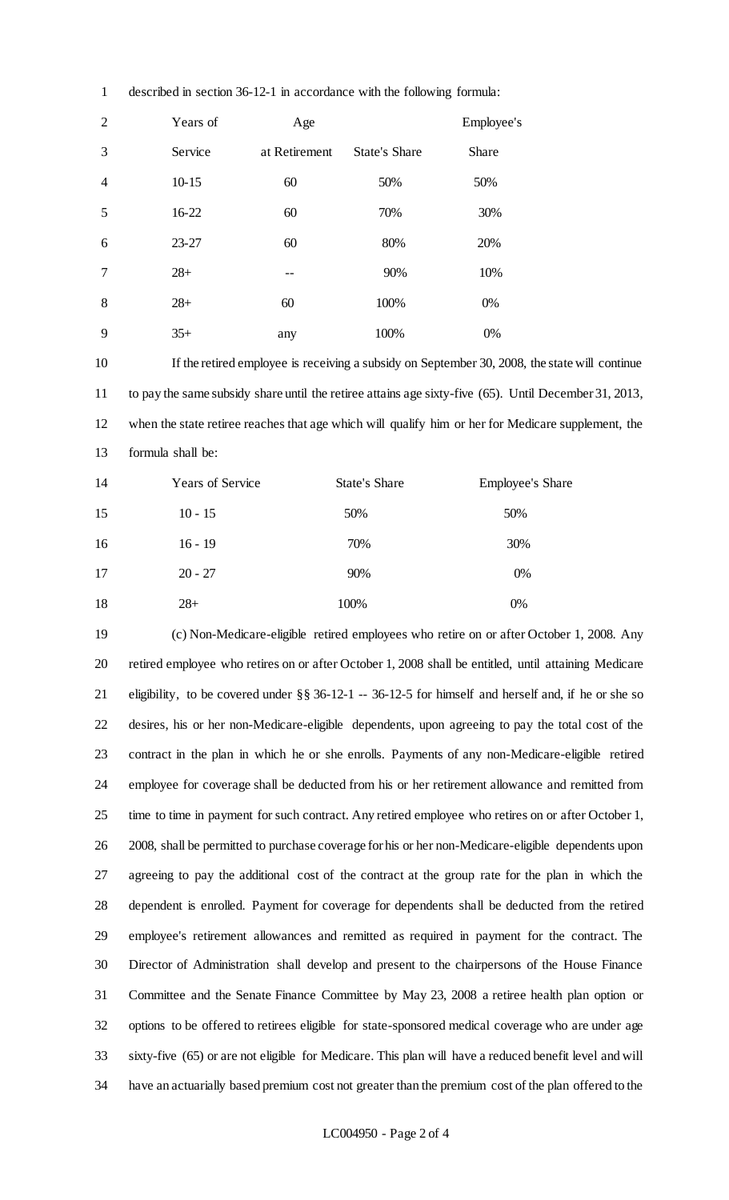described in section 36-12-1 in accordance with the following formula:

| Years of Service | Age at Retirement | State's Share | Employee's Share |
|---|---|---|---|
| 10-15 | 60 | 50% | 50% |
| 16-22 | 60 | 70% | 30% |
| 23-27 | 60 | 80% | 20% |
| 28+ | -- | 90% | 10% |
| 28+ | 60 | 100% | 0% |
| 35+ | any | 100% | 0% |

If the retired employee is receiving a subsidy on September 30, 2008, the state will continue to pay the same subsidy share until the retiree attains age sixty-five (65). Until December 31, 2013, when the state retiree reaches that age which will qualify him or her for Medicare supplement, the formula shall be:

| Years of Service | State's Share | Employee's Share |
|---|---|---|
| 10 - 15 | 50% | 50% |
| 16 - 19 | 70% | 30% |
| 20 - 27 | 90% | 0% |
| 28+ | 100% | 0% |

(c) Non-Medicare-eligible retired employees who retire on or after October 1, 2008. Any retired employee who retires on or after October 1, 2008 shall be entitled, until attaining Medicare eligibility, to be covered under §§ 36-12-1 -- 36-12-5 for himself and herself and, if he or she so desires, his or her non-Medicare-eligible dependents, upon agreeing to pay the total cost of the contract in the plan in which he or she enrolls. Payments of any non-Medicare-eligible retired employee for coverage shall be deducted from his or her retirement allowance and remitted from time to time in payment for such contract. Any retired employee who retires on or after October 1, 2008, shall be permitted to purchase coverage for his or her non-Medicare-eligible dependents upon agreeing to pay the additional cost of the contract at the group rate for the plan in which the dependent is enrolled. Payment for coverage for dependents shall be deducted from the retired employee's retirement allowances and remitted as required in payment for the contract. The Director of Administration shall develop and present to the chairpersons of the House Finance Committee and the Senate Finance Committee by May 23, 2008 a retiree health plan option or options to be offered to retirees eligible for state-sponsored medical coverage who are under age sixty-five (65) or are not eligible for Medicare. This plan will have a reduced benefit level and will have an actuarially based premium cost not greater than the premium cost of the plan offered to the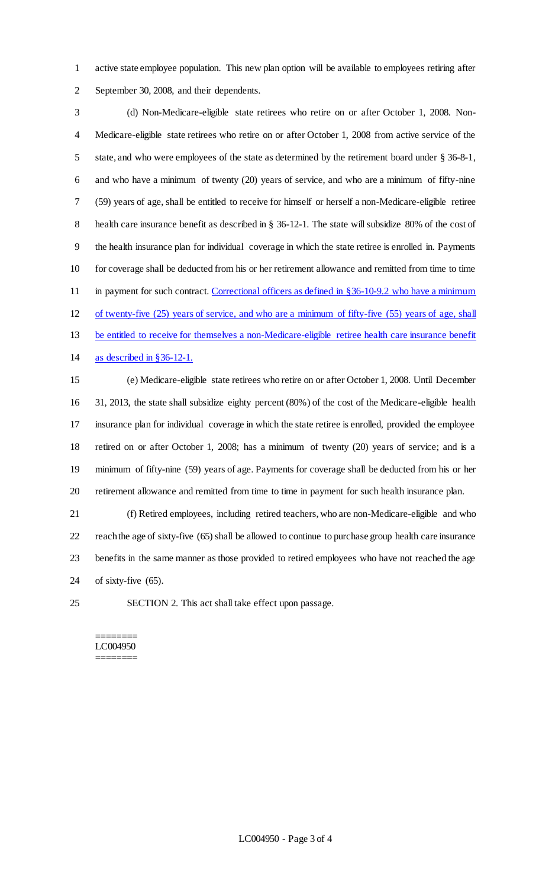active state employee population. This new plan option will be available to employees retiring after September 30, 2008, and their dependents.

(d) Non-Medicare-eligible state retirees who retire on or after October 1, 2008. Non-Medicare-eligible state retirees who retire on or after October 1, 2008 from active service of the state, and who were employees of the state as determined by the retirement board under § 36-8-1, and who have a minimum of twenty (20) years of service, and who are a minimum of fifty-nine (59) years of age, shall be entitled to receive for himself or herself a non-Medicare-eligible retiree health care insurance benefit as described in § 36-12-1. The state will subsidize 80% of the cost of the health insurance plan for individual coverage in which the state retiree is enrolled in. Payments for coverage shall be deducted from his or her retirement allowance and remitted from time to time in payment for such contract. <u>Correctional officers as defined in §36-10-9.2 who have a minimum of twenty-five (25) years of service, and who are a minimum of fifty-five (55) years of age, shall be entitled to receive for themselves a non-Medicare-eligible retiree health care insurance benefit as described in §36-12-1.</u>

(e) Medicare-eligible state retirees who retire on or after October 1, 2008. Until December 31, 2013, the state shall subsidize eighty percent (80%) of the cost of the Medicare-eligible health insurance plan for individual coverage in which the state retiree is enrolled, provided the employee retired on or after October 1, 2008; has a minimum of twenty (20) years of service; and is a minimum of fifty-nine (59) years of age. Payments for coverage shall be deducted from his or her retirement allowance and remitted from time to time in payment for such health insurance plan.

(f) Retired employees, including retired teachers, who are non-Medicare-eligible and who reach the age of sixty-five (65) shall be allowed to continue to purchase group health care insurance benefits in the same manner as those provided to retired employees who have not reached the age of sixty-five (65).

SECTION 2. This act shall take effect upon passage.

========
LC004950
========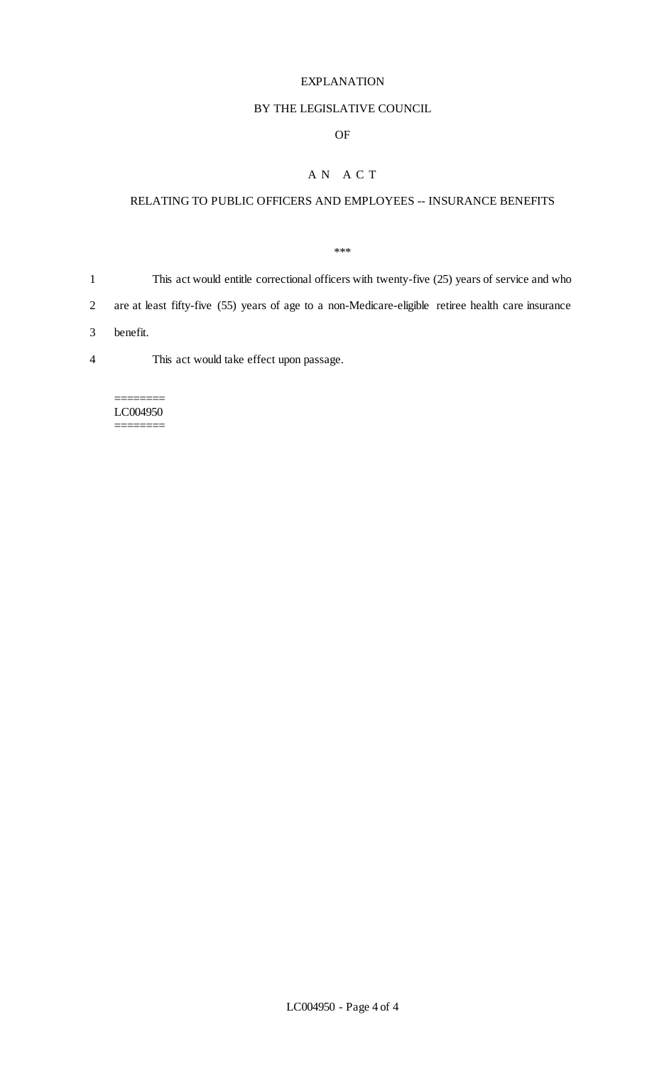EXPLANATION

BY THE LEGISLATIVE COUNCIL

OF

A N A C T

RELATING TO PUBLIC OFFICERS AND EMPLOYEES -- INSURANCE BENEFITS

***

1 This act would entitle correctional officers with twenty-five (25) years of service and who
2 are at least fifty-five (55) years of age to a non-Medicare-eligible retiree health care insurance
3 benefit.

4 This act would take effect upon passage.

========
LC004950
========